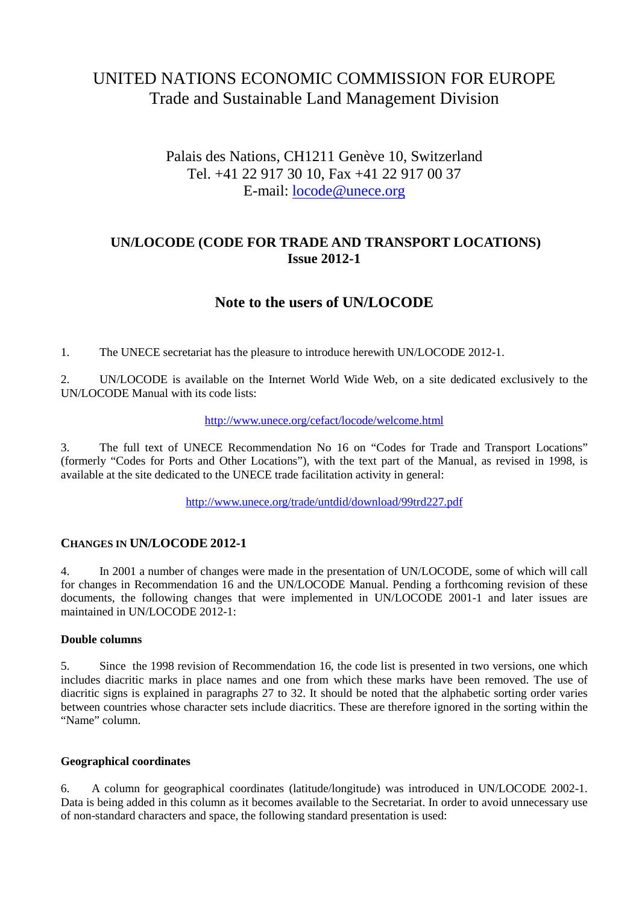# UNITED NATIONS ECONOMIC COMMISSION FOR EUROPE
## Trade and Sustainable Land Management Division

Palais des Nations, CH1211 Genève 10, Switzerland
Tel. +41 22 917 30 10, Fax +41 22 917 00 37
E-mail: locode@unece.org

## UN/LOCODE (CODE FOR TRADE AND TRANSPORT LOCATIONS)
## Issue 2012-1

## Note to the users of UN/LOCODE

1. The UNECE secretariat has the pleasure to introduce herewith UN/LOCODE 2012-1.

2. UN/LOCODE is available on the Internet World Wide Web, on a site dedicated exclusively to the UN/LOCODE Manual with its code lists:

http://www.unece.org/cefact/locode/welcome.html

3. The full text of UNECE Recommendation No 16 on "Codes for Trade and Transport Locations" (formerly "Codes for Ports and Other Locations"), with the text part of the Manual, as revised in 1998, is available at the site dedicated to the UNECE trade facilitation activity in general:

http://www.unece.org/trade/untdid/download/99trd227.pdf

### CHANGES IN UN/LOCODE 2012-1

4. In 2001 a number of changes were made in the presentation of UN/LOCODE, some of which will call for changes in Recommendation 16 and the UN/LOCODE Manual. Pending a forthcoming revision of these documents, the following changes that were implemented in UN/LOCODE 2001-1 and later issues are maintained in UN/LOCODE 2012-1:

#### Double columns

5. Since the 1998 revision of Recommendation 16, the code list is presented in two versions, one which includes diacritic marks in place names and one from which these marks have been removed. The use of diacritic signs is explained in paragraphs 27 to 32. It should be noted that the alphabetic sorting order varies between countries whose character sets include diacritics. These are therefore ignored in the sorting within the "Name" column.

#### Geographical coordinates

6. A column for geographical coordinates (latitude/longitude) was introduced in UN/LOCODE 2002-1. Data is being added in this column as it becomes available to the Secretariat. In order to avoid unnecessary use of non-standard characters and space, the following standard presentation is used: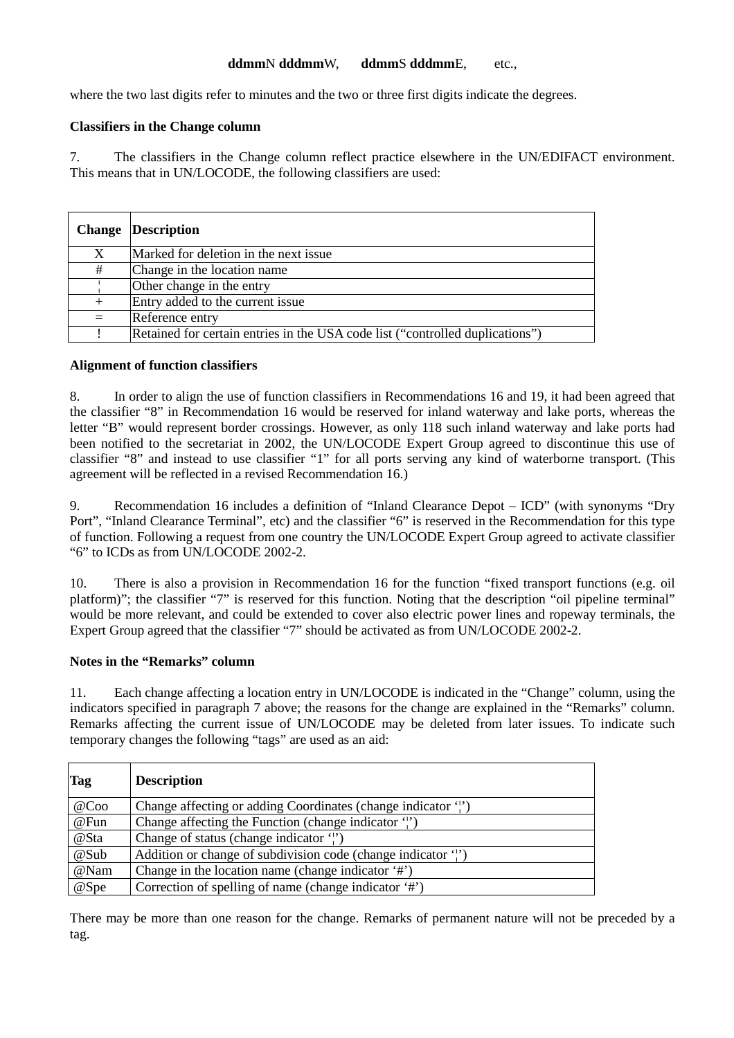**ddmm**N **dddmm**W, **ddmm**S **dddmm**E, etc.,

where the two last digits refer to minutes and the two or three first digits indicate the degrees.

**Classifiers in the Change column**

7. The classifiers in the Change column reflect practice elsewhere in the UN/EDIFACT environment. This means that in UN/LOCODE, the following classifiers are used:

| Change | Description |
|---|---|
| X | Marked for deletion in the next issue |
| # | Change in the location name |
| ¦ | Other change in the entry |
| + | Entry added to the current issue |
| = | Reference entry |
| ! | Retained for certain entries in the USA code list ("controlled duplications") |

**Alignment of function classifiers**

8. In order to align the use of function classifiers in Recommendations 16 and 19, it had been agreed that the classifier "8" in Recommendation 16 would be reserved for inland waterway and lake ports, whereas the letter "B" would represent border crossings. However, as only 118 such inland waterway and lake ports had been notified to the secretariat in 2002, the UN/LOCODE Expert Group agreed to discontinue this use of classifier "8" and instead to use classifier "1" for all ports serving any kind of waterborne transport. (This agreement will be reflected in a revised Recommendation 16.)

9. Recommendation 16 includes a definition of "Inland Clearance Depot – ICD" (with synonyms "Dry Port", "Inland Clearance Terminal", etc) and the classifier "6" is reserved in the Recommendation for this type of function. Following a request from one country the UN/LOCODE Expert Group agreed to activate classifier "6" to ICDs as from UN/LOCODE 2002-2.

10. There is also a provision in Recommendation 16 for the function "fixed transport functions (e.g. oil platform)"; the classifier "7" is reserved for this function. Noting that the description "oil pipeline terminal" would be more relevant, and could be extended to cover also electric power lines and ropeway terminals, the Expert Group agreed that the classifier "7" should be activated as from UN/LOCODE 2002-2.

**Notes in the "Remarks" column**

11. Each change affecting a location entry in UN/LOCODE is indicated in the "Change" column, using the indicators specified in paragraph 7 above; the reasons for the change are explained in the "Remarks" column. Remarks affecting the current issue of UN/LOCODE may be deleted from later issues. To indicate such temporary changes the following "tags" are used as an aid:

| Tag | Description |
|---|---|
| @Coo | Change affecting or adding Coordinates (change indicator '¦') |
| @Fun | Change affecting the Function (change indicator '¦') |
| @Sta | Change of status (change indicator '¦') |
| @Sub | Addition or change of subdivision code (change indicator '¦') |
| @Nam | Change in the location name (change indicator '#') |
| @Spe | Correction of spelling of name (change indicator '#') |

There may be more than one reason for the change. Remarks of permanent nature will not be preceded by a tag.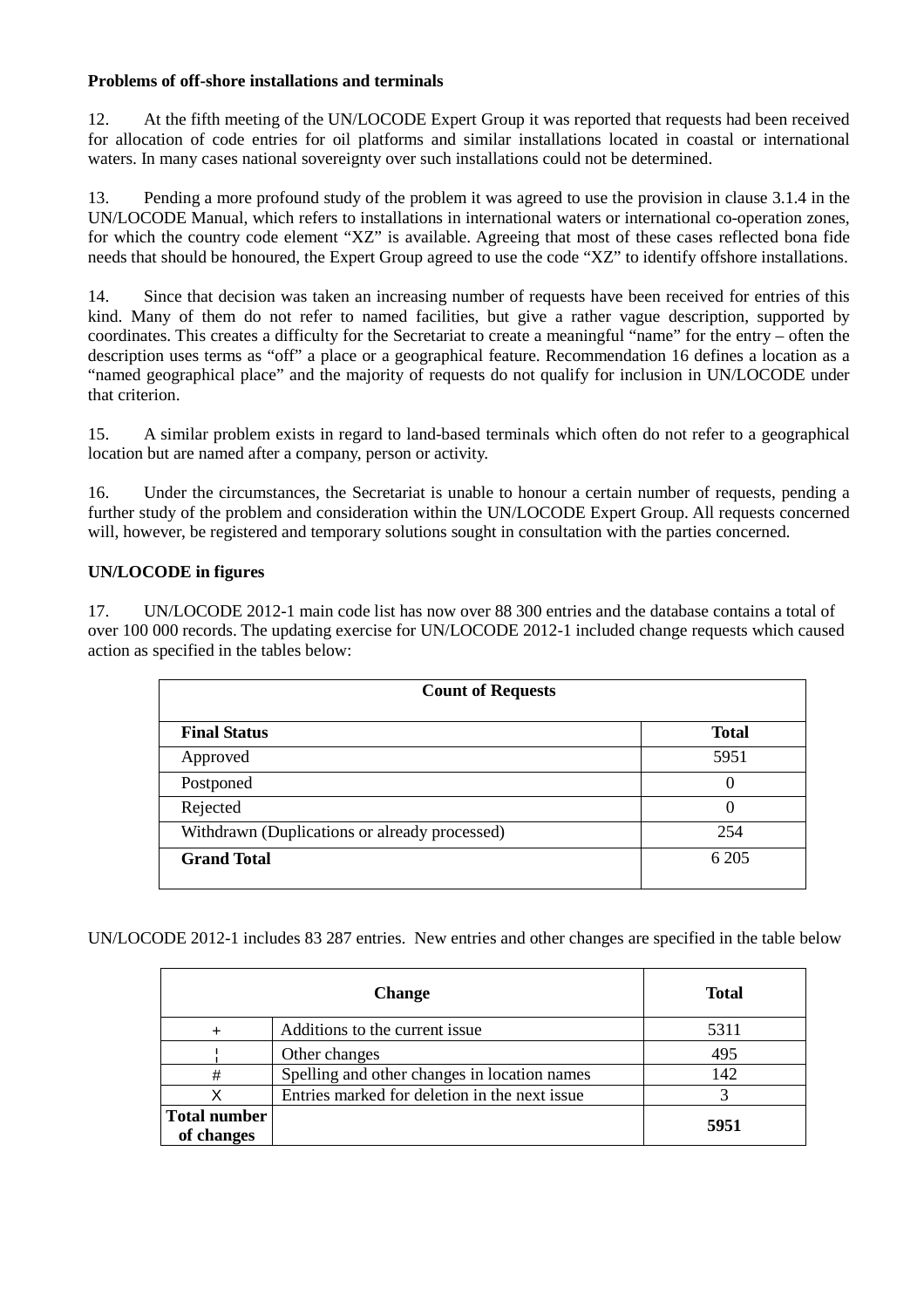**Problems of off-shore installations and terminals**

12. At the fifth meeting of the UN/LOCODE Expert Group it was reported that requests had been received for allocation of code entries for oil platforms and similar installations located in coastal or international waters. In many cases national sovereignty over such installations could not be determined.

13. Pending a more profound study of the problem it was agreed to use the provision in clause 3.1.4 in the UN/LOCODE Manual, which refers to installations in international waters or international co-operation zones, for which the country code element "XZ" is available. Agreeing that most of these cases reflected bona fide needs that should be honoured, the Expert Group agreed to use the code "XZ" to identify offshore installations.

14. Since that decision was taken an increasing number of requests have been received for entries of this kind. Many of them do not refer to named facilities, but give a rather vague description, supported by coordinates. This creates a difficulty for the Secretariat to create a meaningful "name" for the entry – often the description uses terms as "off" a place or a geographical feature. Recommendation 16 defines a location as a "named geographical place" and the majority of requests do not qualify for inclusion in UN/LOCODE under that criterion.

15. A similar problem exists in regard to land-based terminals which often do not refer to a geographical location but are named after a company, person or activity.

16. Under the circumstances, the Secretariat is unable to honour a certain number of requests, pending a further study of the problem and consideration within the UN/LOCODE Expert Group. All requests concerned will, however, be registered and temporary solutions sought in consultation with the parties concerned.

**UN/LOCODE in figures**

17. UN/LOCODE 2012-1 main code list has now over 88 300 entries and the database contains a total of over 100 000 records. The updating exercise for UN/LOCODE 2012-1 included change requests which caused action as specified in the tables below:

| **Count of Requests** | |
|---|---|
| **Final Status** | **Total** |
| Approved | 5951 |
| Postponed | 0 |
| Rejected | 0 |
| Withdrawn (Duplications or already processed) | 254 |
| **Grand Total** | 6 205 |

UN/LOCODE 2012-1 includes 83 287 entries. New entries and other changes are specified in the table below

| **Change** | | **Total** |
|---|---|---|
| + | Additions to the current issue | 5311 |
| ¦ | Other changes | 495 |
| # | Spelling and other changes in location names | 142 |
| X | Entries marked for deletion in the next issue | 3 |
| **Total number of changes** | | **5951** |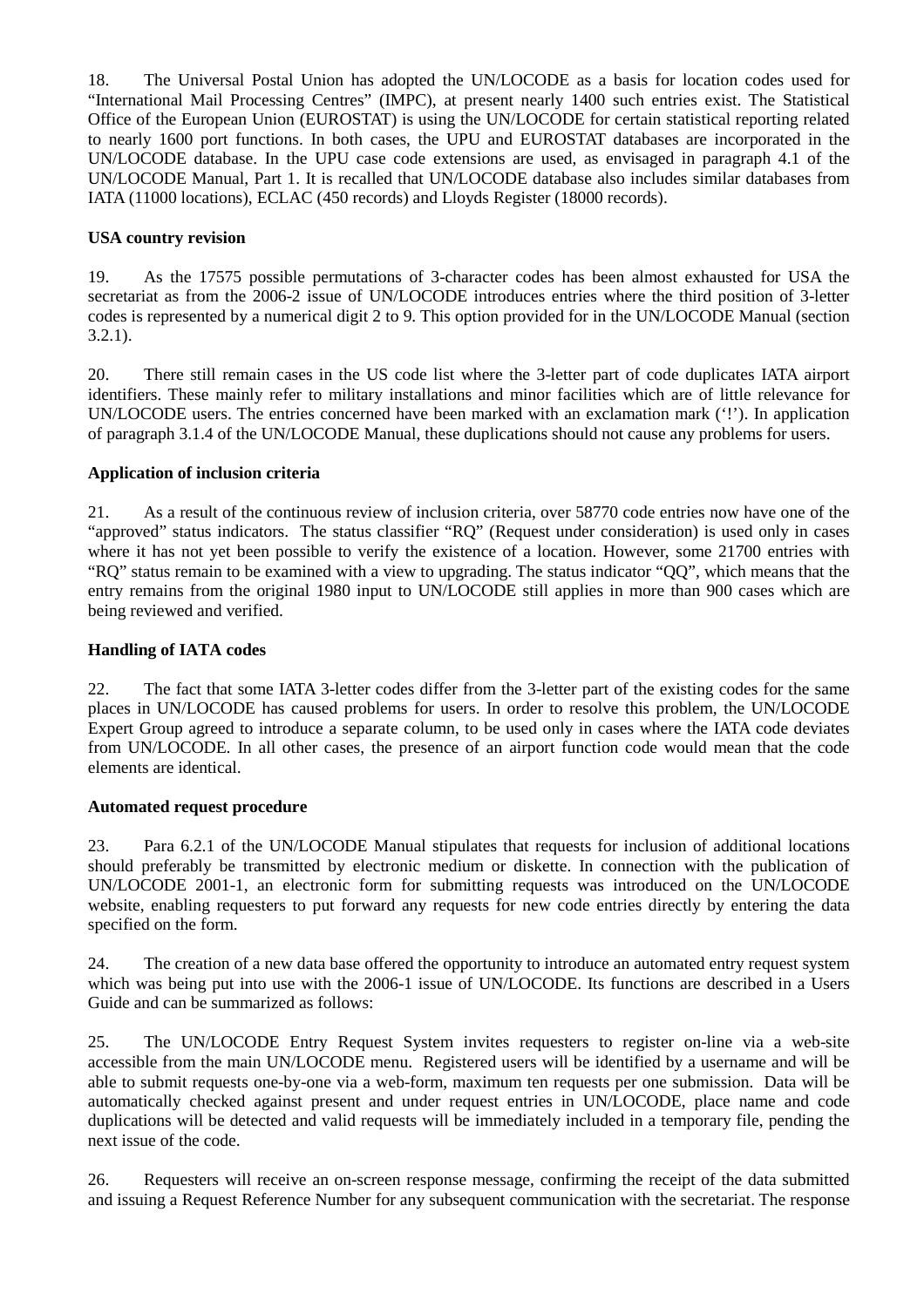18. The Universal Postal Union has adopted the UN/LOCODE as a basis for location codes used for “International Mail Processing Centres” (IMPC), at present nearly 1400 such entries exist. The Statistical Office of the European Union (EUROSTAT) is using the UN/LOCODE for certain statistical reporting related to nearly 1600 port functions. In both cases, the UPU and EUROSTAT databases are incorporated in the UN/LOCODE database. In the UPU case code extensions are used, as envisaged in paragraph 4.1 of the UN/LOCODE Manual, Part 1. It is recalled that UN/LOCODE database also includes similar databases from IATA (11000 locations), ECLAC (450 records) and Lloyds Register (18000 records).

**USA country revision**

19. As the 17575 possible permutations of 3-character codes has been almost exhausted for USA the secretariat as from the 2006-2 issue of UN/LOCODE introduces entries where the third position of 3-letter codes is represented by a numerical digit 2 to 9. This option provided for in the UN/LOCODE Manual (section 3.2.1).

20. There still remain cases in the US code list where the 3-letter part of code duplicates IATA airport identifiers. These mainly refer to military installations and minor facilities which are of little relevance for UN/LOCODE users. The entries concerned have been marked with an exclamation mark (‘!’). In application of paragraph 3.1.4 of the UN/LOCODE Manual, these duplications should not cause any problems for users.

**Application of inclusion criteria**

21. As a result of the continuous review of inclusion criteria, over 58770 code entries now have one of the “approved” status indicators. The status classifier “RQ” (Request under consideration) is used only in cases where it has not yet been possible to verify the existence of a location. However, some 21700 entries with “RQ” status remain to be examined with a view to upgrading. The status indicator “QQ”, which means that the entry remains from the original 1980 input to UN/LOCODE still applies in more than 900 cases which are being reviewed and verified.

**Handling of IATA codes**

22. The fact that some IATA 3-letter codes differ from the 3-letter part of the existing codes for the same places in UN/LOCODE has caused problems for users. In order to resolve this problem, the UN/LOCODE Expert Group agreed to introduce a separate column, to be used only in cases where the IATA code deviates from UN/LOCODE. In all other cases, the presence of an airport function code would mean that the code elements are identical.

**Automated request procedure**

23. Para 6.2.1 of the UN/LOCODE Manual stipulates that requests for inclusion of additional locations should preferably be transmitted by electronic medium or diskette. In connection with the publication of UN/LOCODE 2001-1, an electronic form for submitting requests was introduced on the UN/LOCODE website, enabling requesters to put forward any requests for new code entries directly by entering the data specified on the form.

24. The creation of a new data base offered the opportunity to introduce an automated entry request system which was being put into use with the 2006-1 issue of UN/LOCODE. Its functions are described in a Users Guide and can be summarized as follows:

25. The UN/LOCODE Entry Request System invites requesters to register on-line via a web-site accessible from the main UN/LOCODE menu. Registered users will be identified by a username and will be able to submit requests one-by-one via a web-form, maximum ten requests per one submission. Data will be automatically checked against present and under request entries in UN/LOCODE, place name and code duplications will be detected and valid requests will be immediately included in a temporary file, pending the next issue of the code.

26. Requesters will receive an on-screen response message, confirming the receipt of the data submitted and issuing a Request Reference Number for any subsequent communication with the secretariat. The response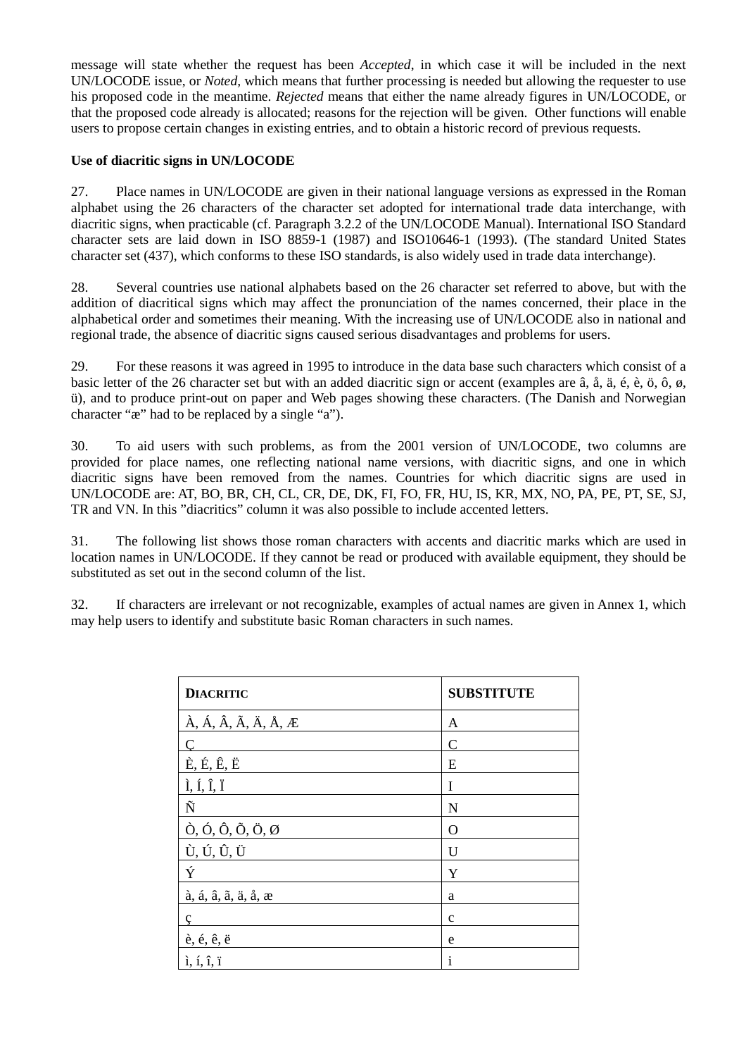message will state whether the request has been *Accepted*, in which case it will be included in the next UN/LOCODE issue, or *Noted*, which means that further processing is needed but allowing the requester to use his proposed code in the meantime. *Rejected* means that either the name already figures in UN/LOCODE, or that the proposed code already is allocated; reasons for the rejection will be given. Other functions will enable users to propose certain changes in existing entries, and to obtain a historic record of previous requests.

**Use of diacritic signs in UN/LOCODE**

27. Place names in UN/LOCODE are given in their national language versions as expressed in the Roman alphabet using the 26 characters of the character set adopted for international trade data interchange, with diacritic signs, when practicable (cf. Paragraph 3.2.2 of the UN/LOCODE Manual). International ISO Standard character sets are laid down in ISO 8859-1 (1987) and ISO10646-1 (1993). (The standard United States character set (437), which conforms to these ISO standards, is also widely used in trade data interchange).

28. Several countries use national alphabets based on the 26 character set referred to above, but with the addition of diacritical signs which may affect the pronunciation of the names concerned, their place in the alphabetical order and sometimes their meaning. With the increasing use of UN/LOCODE also in national and regional trade, the absence of diacritic signs caused serious disadvantages and problems for users.

29. For these reasons it was agreed in 1995 to introduce in the data base such characters which consist of a basic letter of the 26 character set but with an added diacritic sign or accent (examples are â, å, ä, é, è, ö, ô, ø, ü), and to produce print-out on paper and Web pages showing these characters. (The Danish and Norwegian character "æ" had to be replaced by a single "a").

30. To aid users with such problems, as from the 2001 version of UN/LOCODE, two columns are provided for place names, one reflecting national name versions, with diacritic signs, and one in which diacritic signs have been removed from the names. Countries for which diacritic signs are used in UN/LOCODE are: AT, BO, BR, CH, CL, CR, DE, DK, FI, FO, FR, HU, IS, KR, MX, NO, PA, PE, PT, SE, SJ, TR and VN. In this "diacritics" column it was also possible to include accented letters.

31. The following list shows those roman characters with accents and diacritic marks which are used in location names in UN/LOCODE. If they cannot be read or produced with available equipment, they should be substituted as set out in the second column of the list.

32. If characters are irrelevant or not recognizable, examples of actual names are given in Annex 1, which may help users to identify and substitute basic Roman characters in such names.

| DIACRITIC | SUBSTITUTE |
|---|---|
| À, Á, Â, Ã, Ä, Å, Æ | A |
| Ç | C |
| È, É, Ê, Ë | E |
| Ì, Í, Î, Ï | I |
| Ñ | N |
| Ò, Ó, Ô, Õ, Ö, Ø | O |
| Ù, Ú, Û, Ü | U |
| Ý | Y |
| à, á, â, ã, ä, å, æ | a |
| ç | c |
| è, é, ê, ë | e |
| ì, í, î, ï | i |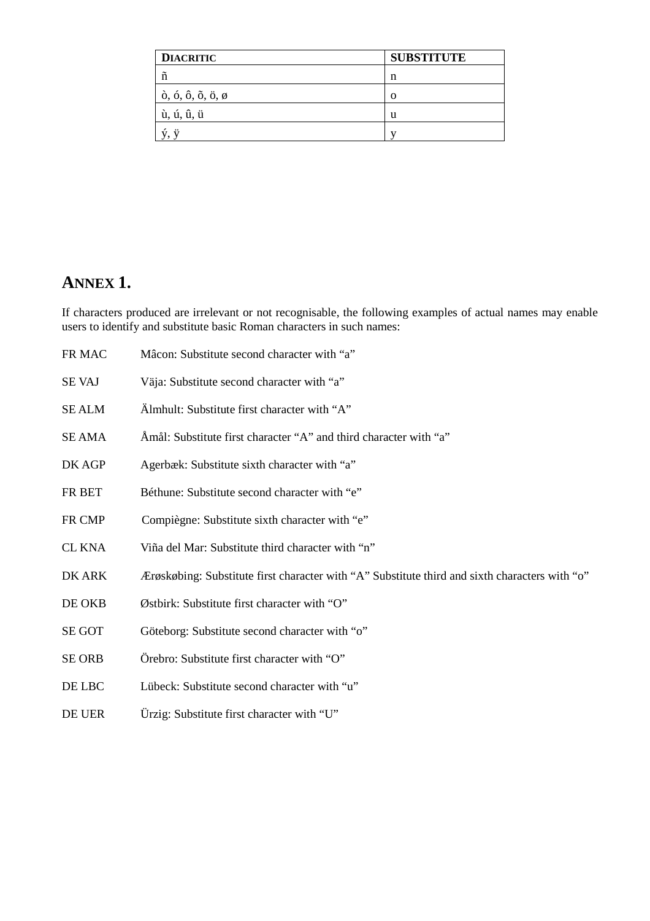| DIACRITIC | SUBSTITUTE |
|---|---|
| ñ | n |
| ò, ó, ô, õ, ö, ø | o |
| ù, ú, û, ü | u |
| ý, ÿ | y |

## ANNEX 1.

If characters produced are irrelevant or not recognisable, the following examples of actual names may enable users to identify and substitute basic Roman characters in such names:

FR MAC Mâcon: Substitute second character with "a"

SE VAJ Väja: Substitute second character with "a"

SE ALM Älmhult: Substitute first character with "A"

SE AMA Åmål: Substitute first character "A" and third character with "a"

DK AGP Agerbæk: Substitute sixth character with "a"

FR BET Béthune: Substitute second character with "e"

FR CMP Compiègne: Substitute sixth character with "e"

CL KNA Viña del Mar: Substitute third character with "n"

DK ARK Ærøskøbing: Substitute first character with "A" Substitute third and sixth characters with "o"

DE OKB Østbirk: Substitute first character with "O"

SE GOT Göteborg: Substitute second character with "o"

SE ORB Örebro: Substitute first character with "O"

DE LBC Lübeck: Substitute second character with "u"

DE UER Ürzig: Substitute first character with "U"